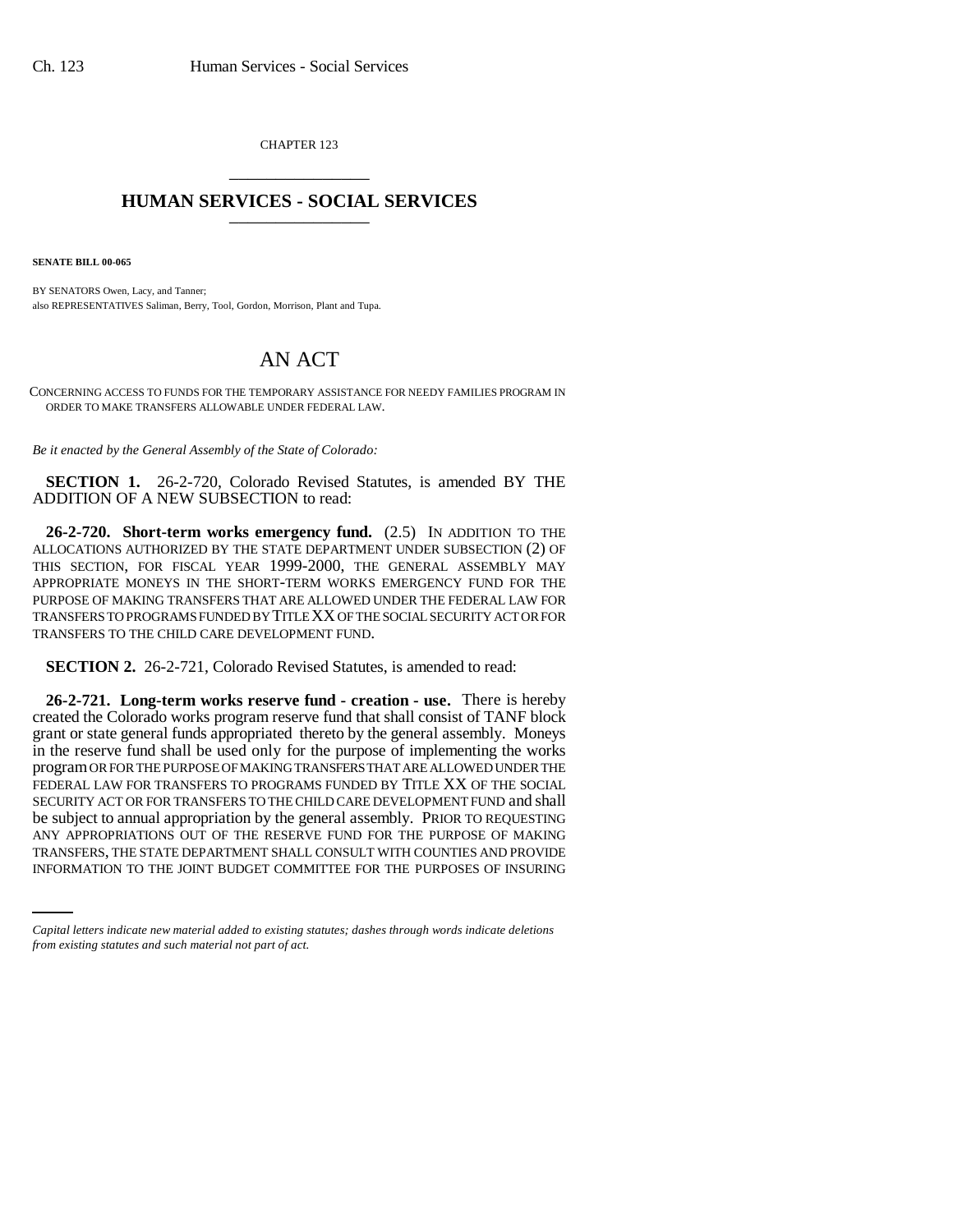CHAPTER 123

# HUMAN SERVICES - SOCIAL SERVICES

**SENATE BILL 00-065**

BY SENATORS Owen, Lacy, and Tanner;
also REPRESENTATIVES Saliman, Berry, Tool, Gordon, Morrison, Plant and Tupa.

# AN ACT

CONCERNING ACCESS TO FUNDS FOR THE TEMPORARY ASSISTANCE FOR NEEDY FAMILIES PROGRAM IN ORDER TO MAKE TRANSFERS ALLOWABLE UNDER FEDERAL LAW.

*Be it enacted by the General Assembly of the State of Colorado:*

**SECTION 1.** 26-2-720, Colorado Revised Statutes, is amended BY THE ADDITION OF A NEW SUBSECTION to read:

**26-2-720. Short-term works emergency fund.** (2.5) IN ADDITION TO THE ALLOCATIONS AUTHORIZED BY THE STATE DEPARTMENT UNDER SUBSECTION (2) OF THIS SECTION, FOR FISCAL YEAR 1999-2000, THE GENERAL ASSEMBLY MAY APPROPRIATE MONEYS IN THE SHORT-TERM WORKS EMERGENCY FUND FOR THE PURPOSE OF MAKING TRANSFERS THAT ARE ALLOWED UNDER THE FEDERAL LAW FOR TRANSFERS TO PROGRAMS FUNDED BY TITLE XX OF THE SOCIAL SECURITY ACT OR FOR TRANSFERS TO THE CHILD CARE DEVELOPMENT FUND.

**SECTION 2.** 26-2-721, Colorado Revised Statutes, is amended to read:

**26-2-721. Long-term works reserve fund - creation - use.** There is hereby created the Colorado works program reserve fund that shall consist of TANF block grant or state general funds appropriated thereto by the general assembly. Moneys in the reserve fund shall be used only for the purpose of implementing the works program OR FOR THE PURPOSE OF MAKING TRANSFERS THAT ARE ALLOWED UNDER THE FEDERAL LAW FOR TRANSFERS TO PROGRAMS FUNDED BY TITLE XX OF THE SOCIAL SECURITY ACT OR FOR TRANSFERS TO THE CHILD CARE DEVELOPMENT FUND and shall be subject to annual appropriation by the general assembly. PRIOR TO REQUESTING ANY APPROPRIATIONS OUT OF THE RESERVE FUND FOR THE PURPOSE OF MAKING TRANSFERS, THE STATE DEPARTMENT SHALL CONSULT WITH COUNTIES AND PROVIDE INFORMATION TO THE JOINT BUDGET COMMITTEE FOR THE PURPOSES OF INSURING

*Capital letters indicate new material added to existing statutes; dashes through words indicate deletions from existing statutes and such material not part of act.*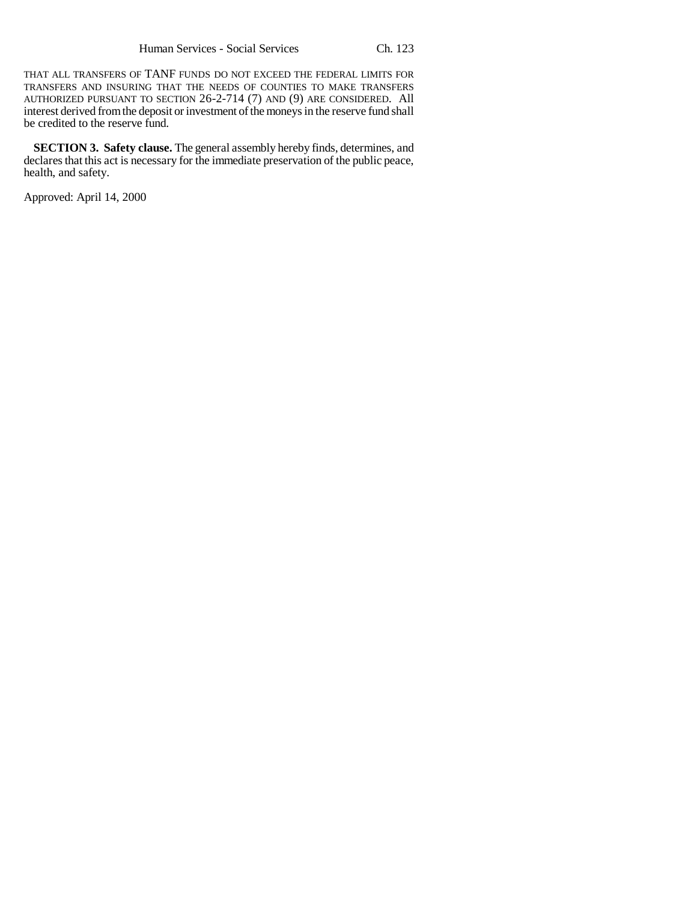THAT ALL TRANSFERS OF TANF FUNDS DO NOT EXCEED THE FEDERAL LIMITS FOR TRANSFERS AND INSURING THAT THE NEEDS OF COUNTIES TO MAKE TRANSFERS AUTHORIZED PURSUANT TO SECTION 26-2-714 (7) AND (9) ARE CONSIDERED. All interest derived from the deposit or investment of the moneys in the reserve fund shall be credited to the reserve fund.

**SECTION 3. Safety clause.** The general assembly hereby finds, determines, and declares that this act is necessary for the immediate preservation of the public peace, health, and safety.

Approved: April 14, 2000